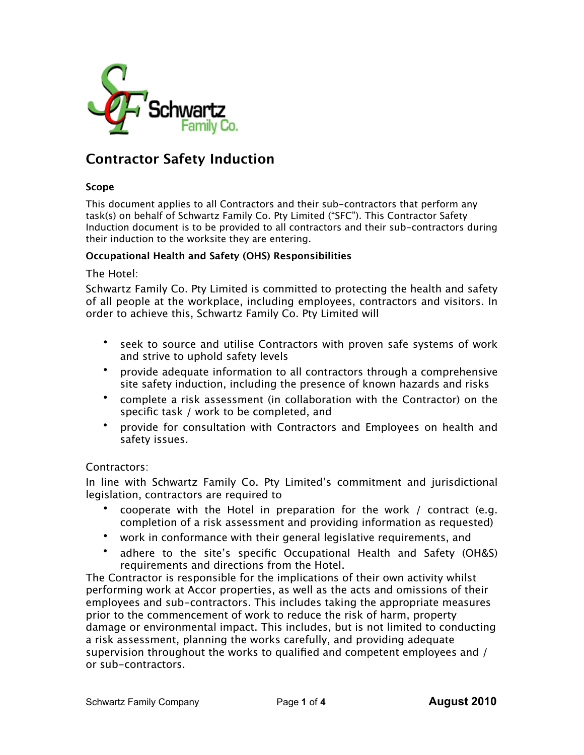# Contractor Safety Induction

### Scope

This document applies to all Contractors and their sub-contractors that perform any task(s) on behalf of Schwartz Family Co. Pty Limited ("SFC"). This Contractor Safety Induction document is to be provided to all contractors and their sub-contractors during their induction to the worksite they are entering.

### Occupational Health and Safety (OHS) Responsibilities

The Hotel:

Schwartz Family Co. Pty Limited is committed to protecting the health and safety of all people at the workplace, including employees, contractors and visitors. In order to achieve this, Schwartz Family Co. Pty Limited will

- seek to source and utilise Contractors with proven safe systems of work and strive to uphold safety levels
- provide adequate information to all contractors through a comprehensive site safety induction, including the presence of known hazards and risks
- complete a risk assessment (in collaboration with the Contractor) on the specific task / work to be completed, and
- provide for consultation with Contractors and Employees on health and safety issues.

Contractors:

In line with Schwartz Family Co. Pty Limited's commitment and jurisdictional legislation, contractors are required to

- cooperate with the Hotel in preparation for the work / contract (e.g. completion of a risk assessment and providing information as requested)
- work in conformance with their general legislative requirements, and
- adhere to the site's specific Occupational Health and Safety (OH&S) requirements and directions from the Hotel.

The Contractor is responsible for the implications of their own activity whilst performing work at Accor properties, as well as the acts and omissions of their employees and sub-contractors. This includes taking the appropriate measures prior to the commencement of work to reduce the risk of harm, property damage or environmental impact. This includes, but is not limited to conducting a risk assessment, planning the works carefully, and providing adequate supervision throughout the works to qualified and competent employees and / or sub-contractors.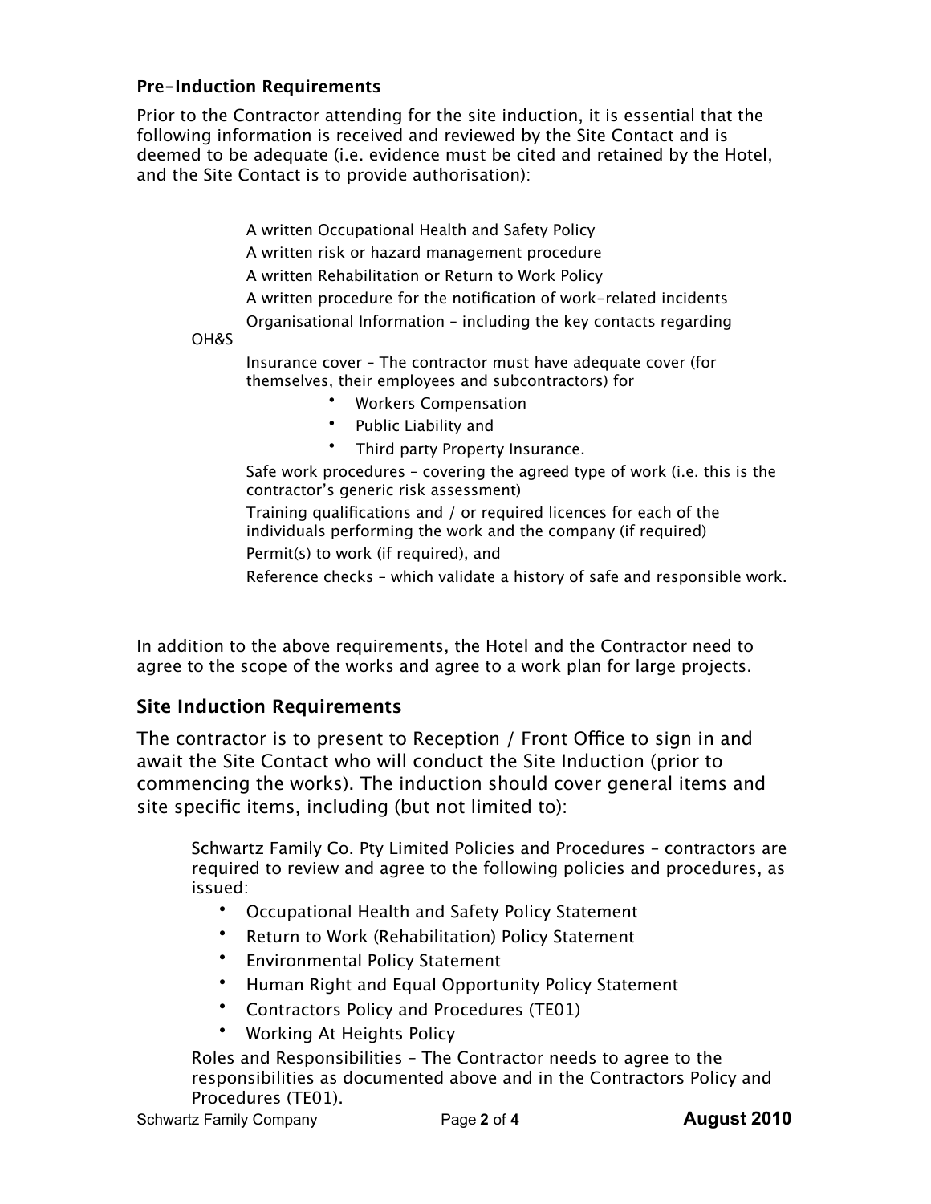### Pre-Induction Requirements

Prior to the Contractor attending for the site induction, it is essential that the following information is received and reviewed by the Site Contact and is deemed to be adequate (i.e. evidence must be cited and retained by the Hotel, and the Site Contact is to provide authorisation):

- A written Occupational Health and Safety Policy
- A written risk or hazard management procedure
- A written Rehabilitation or Return to Work Policy
- A written procedure for the notification of work-related incidents
- Organisational Information – including the key contacts regarding OH&S
- Insurance cover – The contractor must have adequate cover (for themselves, their employees and subcontractors) for
  - Workers Compensation
  - Public Liability and
  - Third party Property Insurance.
- Safe work procedures – covering the agreed type of work (i.e. this is the contractor's generic risk assessment)
- Training qualifications and / or required licences for each of the individuals performing the work and the company (if required)
- Permit(s) to work (if required), and
- Reference checks – which validate a history of safe and responsible work.

In addition to the above requirements, the Hotel and the Contractor need to agree to the scope of the works and agree to a work plan for large projects.

### Site Induction Requirements

The contractor is to present to Reception / Front Office to sign in and await the Site Contact who will conduct the Site Induction (prior to commencing the works). The induction should cover general items and site specific items, including (but not limited to):

- Schwartz Family Co. Pty Limited Policies and Procedures – contractors are required to review and agree to the following policies and procedures, as issued:
  - Occupational Health and Safety Policy Statement
  - Return to Work (Rehabilitation) Policy Statement
  - Environmental Policy Statement
  - Human Right and Equal Opportunity Policy Statement
  - Contractors Policy and Procedures (TE01)
  - Working At Heights Policy
- Roles and Responsibilities – The Contractor needs to agree to the responsibilities as documented above and in the Contractors Policy and Procedures (TE01).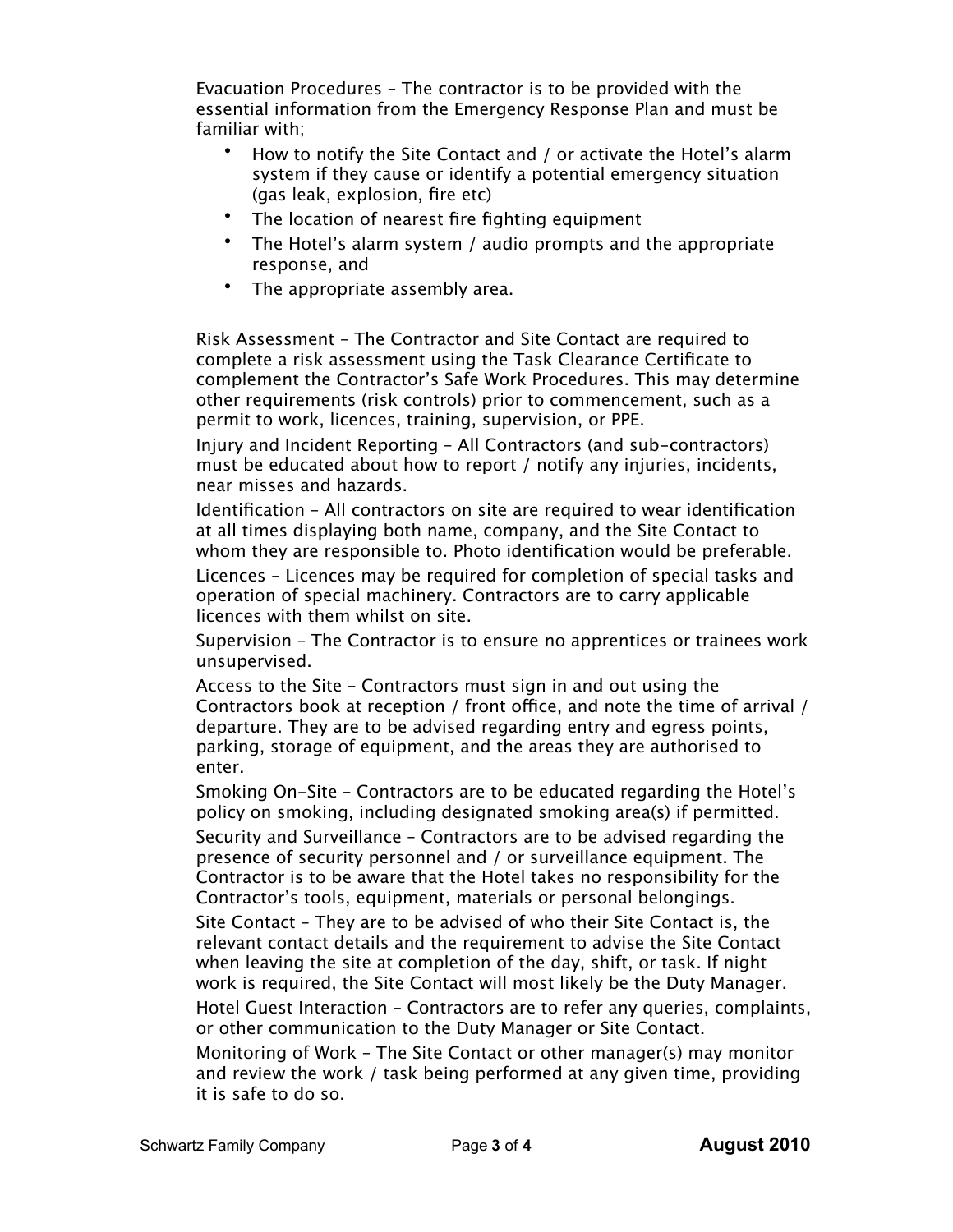Evacuation Procedures – The contractor is to be provided with the essential information from the Emergency Response Plan and must be familiar with;

- How to notify the Site Contact and / or activate the Hotel's alarm system if they cause or identify a potential emergency situation (gas leak, explosion, fire etc)
- The location of nearest fire fighting equipment
- The Hotel's alarm system / audio prompts and the appropriate response, and
- The appropriate assembly area.

Risk Assessment – The Contractor and Site Contact are required to complete a risk assessment using the Task Clearance Certificate to complement the Contractor's Safe Work Procedures. This may determine other requirements (risk controls) prior to commencement, such as a permit to work, licences, training, supervision, or PPE.

Injury and Incident Reporting – All Contractors (and sub-contractors) must be educated about how to report / notify any injuries, incidents, near misses and hazards.

Identification – All contractors on site are required to wear identification at all times displaying both name, company, and the Site Contact to whom they are responsible to. Photo identification would be preferable.

Licences – Licences may be required for completion of special tasks and operation of special machinery. Contractors are to carry applicable licences with them whilst on site.

Supervision – The Contractor is to ensure no apprentices or trainees work unsupervised.

Access to the Site – Contractors must sign in and out using the Contractors book at reception / front office, and note the time of arrival / departure. They are to be advised regarding entry and egress points, parking, storage of equipment, and the areas they are authorised to enter.

Smoking On-Site – Contractors are to be educated regarding the Hotel's policy on smoking, including designated smoking area(s) if permitted.

Security and Surveillance – Contractors are to be advised regarding the presence of security personnel and / or surveillance equipment. The Contractor is to be aware that the Hotel takes no responsibility for the Contractor's tools, equipment, materials or personal belongings.

Site Contact – They are to be advised of who their Site Contact is, the relevant contact details and the requirement to advise the Site Contact when leaving the site at completion of the day, shift, or task. If night work is required, the Site Contact will most likely be the Duty Manager.

Hotel Guest Interaction – Contractors are to refer any queries, complaints, or other communication to the Duty Manager or Site Contact.

Monitoring of Work – The Site Contact or other manager(s) may monitor and review the work / task being performed at any given time, providing it is safe to do so.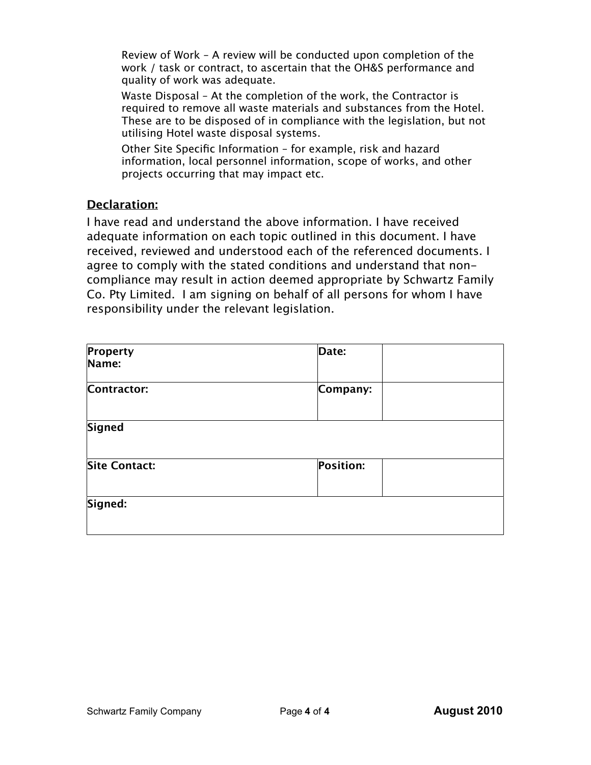Review of Work – A review will be conducted upon completion of the work / task or contract, to ascertain that the OH&S performance and quality of work was adequate.

Waste Disposal – At the completion of the work, the Contractor is required to remove all waste materials and substances from the Hotel. These are to be disposed of in compliance with the legislation, but not utilising Hotel waste disposal systems.

Other Site Specific Information – for example, risk and hazard information, local personnel information, scope of works, and other projects occurring that may impact etc.

## Declaration:

I have read and understand the above information. I have received adequate information on each topic outlined in this document. I have received, reviewed and understood each of the referenced documents. I agree to comply with the stated conditions and understand that non-compliance may result in action deemed appropriate by Schwartz Family Co. Pty Limited. I am signing on behalf of all persons for whom I have responsibility under the relevant legislation.

| | | |
|---|---|---|
| **Property Name:** | **Date:** | |
| **Contractor:** | **Company:** | |
| **Signed** | | |
| **Site Contact:** | **Position:** | |
| **Signed:** | | |